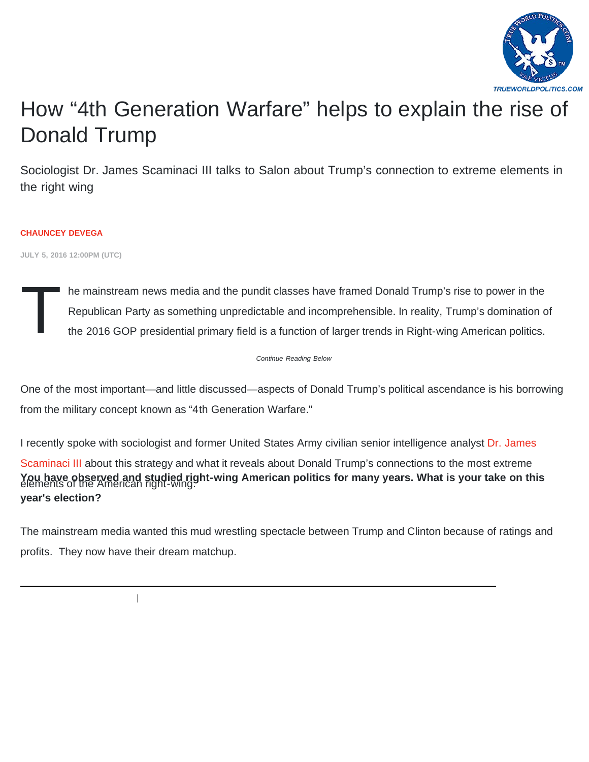# How “4th Generation Warfare” helps to explain the rise of Donald Trump

Sociologist Dr. James Scaminaci III talks to Salon about Trump’s connection to extreme elements in the right wing

**CHAUNCEY DEVEGA**

**JULY 5, 2016 12:00PM (UTC)**

The mainstream news media and the pundit classes have framed Donald Trump’s rise to power in the Republican Party as something unpredictable and incomprehensible. In reality, Trump’s domination of the 2016 GOP presidential primary field is a function of larger trends in Right-wing American politics.

One of the most important—and little discussed—aspects of Donald Trump’s political ascendance is his borrowing from the military concept known as “4th Generation Warfare."

I recently spoke with sociologist and former United States Army civilian senior intelligence analyst Dr. James Scaminaci III about this strategy and what it reveals about Donald Trump’s connections to the most extreme elements of the American right-wing.

**You have observed and studied right-wing American politics for many years. What is your take on this year's election?**

The mainstream media wanted this mud wrestling spectacle between Trump and Clinton because of ratings and profits. They now have their dream matchup.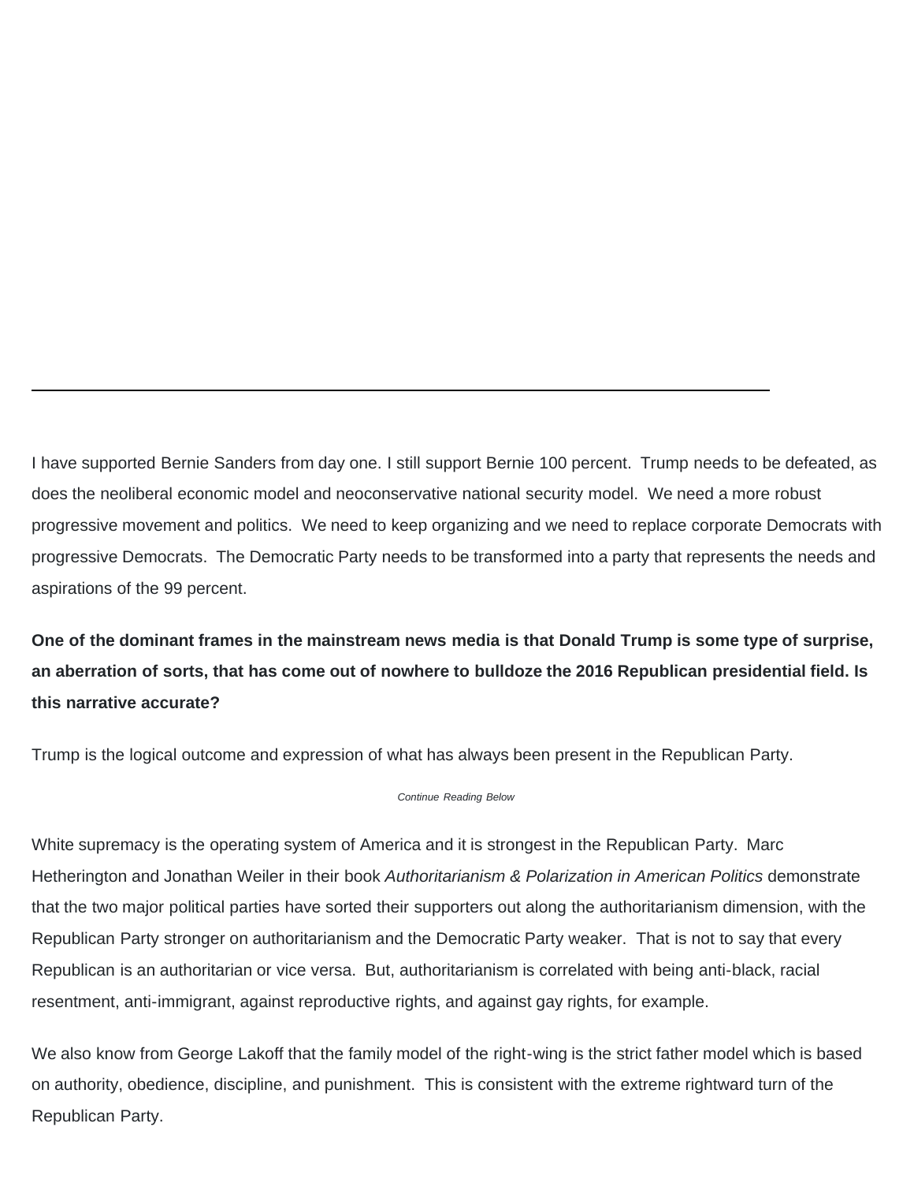I have supported Bernie Sanders from day one. I still support Bernie 100 percent. Trump needs to be defeated, as does the neoliberal economic model and neoconservative national security model. We need a more robust progressive movement and politics. We need to keep organizing and we need to replace corporate Democrats with progressive Democrats. The Democratic Party needs to be transformed into a party that represents the needs and aspirations of the 99 percent.

**One of the dominant frames in the mainstream news media is that Donald Trump is some type of surprise, an aberration of sorts, that has come out of nowhere to bulldoze the 2016 Republican presidential field. Is this narrative accurate?**

Trump is the logical outcome and expression of what has always been present in the Republican Party.

White supremacy is the operating system of America and it is strongest in the Republican Party. Marc Hetherington and Jonathan Weiler in their book *Authoritarianism & Polarization in American Politics* demonstrate that the two major political parties have sorted their supporters out along the authoritarianism dimension, with the Republican Party stronger on authoritarianism and the Democratic Party weaker. That is not to say that every Republican is an authoritarian or vice versa. But, authoritarianism is correlated with being anti-black, racial resentment, anti-immigrant, against reproductive rights, and against gay rights, for example.

We also know from George Lakoff that the family model of the right-wing is the strict father model which is based on authority, obedience, discipline, and punishment. This is consistent with the extreme rightward turn of the Republican Party.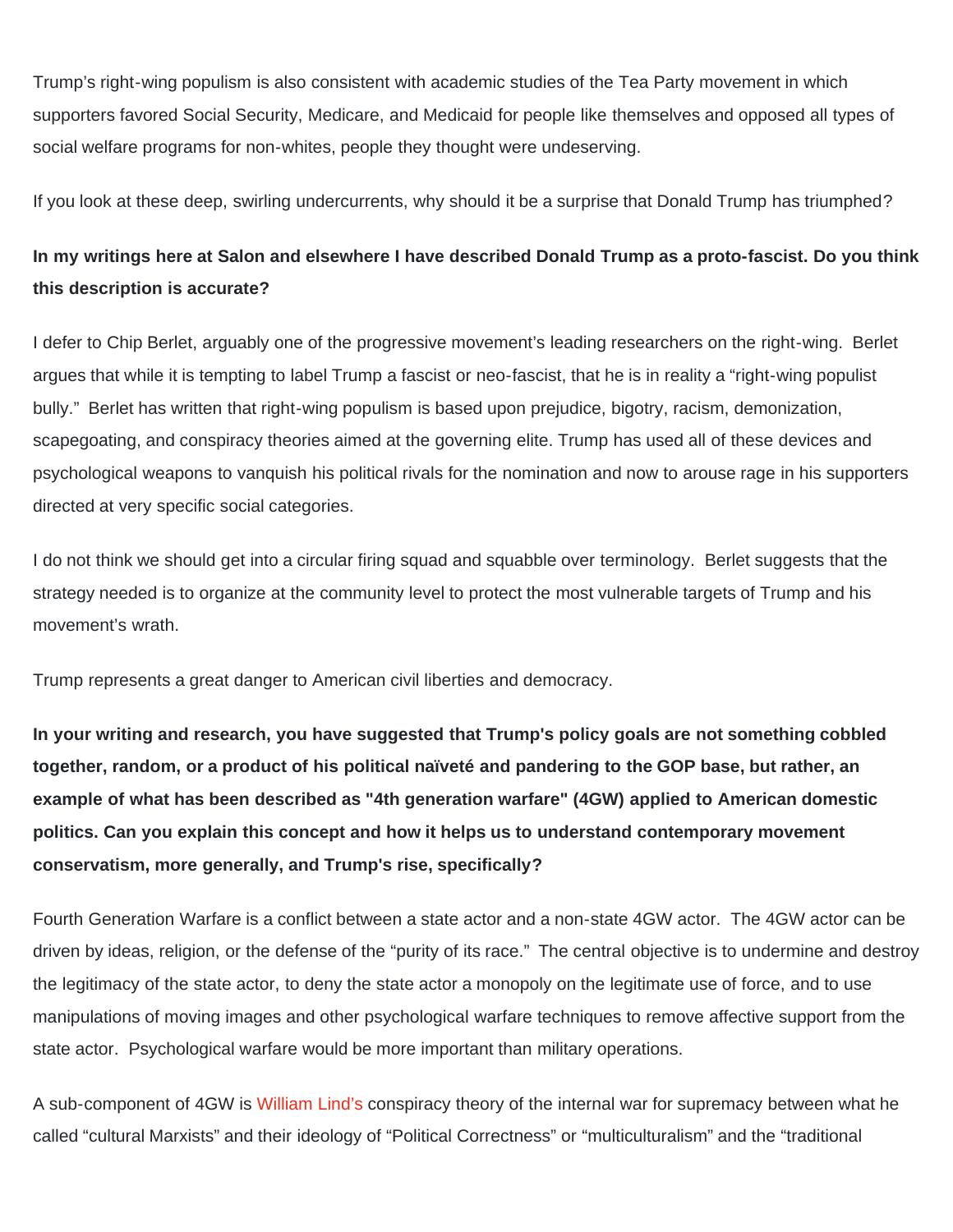Trump's right-wing populism is also consistent with academic studies of the Tea Party movement in which supporters favored Social Security, Medicare, and Medicaid for people like themselves and opposed all types of social welfare programs for non-whites, people they thought were undeserving.

If you look at these deep, swirling undercurrents, why should it be a surprise that Donald Trump has triumphed?

**In my writings here at Salon and elsewhere I have described Donald Trump as a proto-fascist. Do you think this description is accurate?**

I defer to Chip Berlet, arguably one of the progressive movement's leading researchers on the right-wing. Berlet argues that while it is tempting to label Trump a fascist or neo-fascist, that he is in reality a "right-wing populist bully." Berlet has written that right-wing populism is based upon prejudice, bigotry, racism, demonization, scapegoating, and conspiracy theories aimed at the governing elite. Trump has used all of these devices and psychological weapons to vanquish his political rivals for the nomination and now to arouse rage in his supporters directed at very specific social categories.

I do not think we should get into a circular firing squad and squabble over terminology. Berlet suggests that the strategy needed is to organize at the community level to protect the most vulnerable targets of Trump and his movement's wrath.

Trump represents a great danger to American civil liberties and democracy.

**In your writing and research, you have suggested that Trump's policy goals are not something cobbled together, random, or a product of his political naïveté and pandering to the GOP base, but rather, an example of what has been described as "4th generation warfare" (4GW) applied to American domestic politics. Can you explain this concept and how it helps us to understand contemporary movement conservatism, more generally, and Trump's rise, specifically?**

Fourth Generation Warfare is a conflict between a state actor and a non-state 4GW actor. The 4GW actor can be driven by ideas, religion, or the defense of the "purity of its race." The central objective is to undermine and destroy the legitimacy of the state actor, to deny the state actor a monopoly on the legitimate use of force, and to use manipulations of moving images and other psychological warfare techniques to remove affective support from the state actor. Psychological warfare would be more important than military operations.

A sub-component of 4GW is William Lind's conspiracy theory of the internal war for supremacy between what he called "cultural Marxists" and their ideology of "Political Correctness" or "multiculturalism" and the "traditional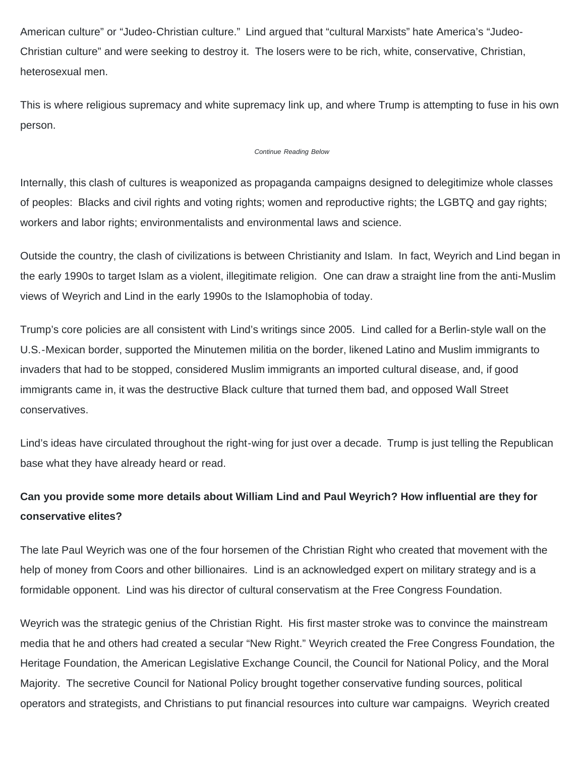American culture" or "Judeo-Christian culture." Lind argued that "cultural Marxists" hate America's "Judeo-Christian culture" and were seeking to destroy it. The losers were to be rich, white, conservative, Christian, heterosexual men.

This is where religious supremacy and white supremacy link up, and where Trump is attempting to fuse in his own person.

Internally, this clash of cultures is weaponized as propaganda campaigns designed to delegitimize whole classes of peoples: Blacks and civil rights and voting rights; women and reproductive rights; the LGBTQ and gay rights; workers and labor rights; environmentalists and environmental laws and science.

Outside the country, the clash of civilizations is between Christianity and Islam. In fact, Weyrich and Lind began in the early 1990s to target Islam as a violent, illegitimate religion. One can draw a straight line from the anti-Muslim views of Weyrich and Lind in the early 1990s to the Islamophobia of today.

Trump's core policies are all consistent with Lind's writings since 2005. Lind called for a Berlin-style wall on the U.S.-Mexican border, supported the Minutemen militia on the border, likened Latino and Muslim immigrants to invaders that had to be stopped, considered Muslim immigrants an imported cultural disease, and, if good immigrants came in, it was the destructive Black culture that turned them bad, and opposed Wall Street conservatives.

Lind's ideas have circulated throughout the right-wing for just over a decade. Trump is just telling the Republican base what they have already heard or read.

**Can you provide some more details about William Lind and Paul Weyrich? How influential are they for conservative elites?**

The late Paul Weyrich was one of the four horsemen of the Christian Right who created that movement with the help of money from Coors and other billionaires. Lind is an acknowledged expert on military strategy and is a formidable opponent. Lind was his director of cultural conservatism at the Free Congress Foundation.

Weyrich was the strategic genius of the Christian Right. His first master stroke was to convince the mainstream media that he and others had created a secular "New Right." Weyrich created the Free Congress Foundation, the Heritage Foundation, the American Legislative Exchange Council, the Council for National Policy, and the Moral Majority. The secretive Council for National Policy brought together conservative funding sources, political operators and strategists, and Christians to put financial resources into culture war campaigns. Weyrich created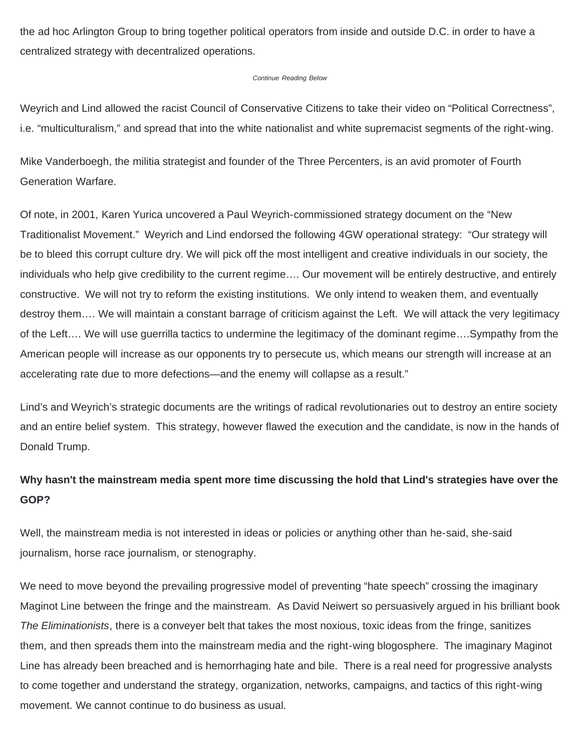the ad hoc Arlington Group to bring together political operators from inside and outside D.C. in order to have a centralized strategy with decentralized operations.

Weyrich and Lind allowed the racist Council of Conservative Citizens to take their video on "Political Correctness", i.e. "multiculturalism," and spread that into the white nationalist and white supremacist segments of the right-wing.

Mike Vanderboegh, the militia strategist and founder of the Three Percenters, is an avid promoter of Fourth Generation Warfare.

Of note, in 2001, Karen Yurica uncovered a Paul Weyrich-commissioned strategy document on the "New Traditionalist Movement." Weyrich and Lind endorsed the following 4GW operational strategy: "Our strategy will be to bleed this corrupt culture dry. We will pick off the most intelligent and creative individuals in our society, the individuals who help give credibility to the current regime…. Our movement will be entirely destructive, and entirely constructive. We will not try to reform the existing institutions. We only intend to weaken them, and eventually destroy them…. We will maintain a constant barrage of criticism against the Left. We will attack the very legitimacy of the Left…. We will use guerrilla tactics to undermine the legitimacy of the dominant regime….Sympathy from the American people will increase as our opponents try to persecute us, which means our strength will increase at an accelerating rate due to more defections—and the enemy will collapse as a result."

Lind's and Weyrich's strategic documents are the writings of radical revolutionaries out to destroy an entire society and an entire belief system. This strategy, however flawed the execution and the candidate, is now in the hands of Donald Trump.

**Why hasn't the mainstream media spent more time discussing the hold that Lind's strategies have over the GOP?**

Well, the mainstream media is not interested in ideas or policies or anything other than he-said, she-said journalism, horse race journalism, or stenography.

We need to move beyond the prevailing progressive model of preventing "hate speech" crossing the imaginary Maginot Line between the fringe and the mainstream. As David Neiwert so persuasively argued in his brilliant book *The Eliminationists*, there is a conveyer belt that takes the most noxious, toxic ideas from the fringe, sanitizes them, and then spreads them into the mainstream media and the right-wing blogosphere. The imaginary Maginot Line has already been breached and is hemorrhaging hate and bile. There is a real need for progressive analysts to come together and understand the strategy, organization, networks, campaigns, and tactics of this right-wing movement. We cannot continue to do business as usual.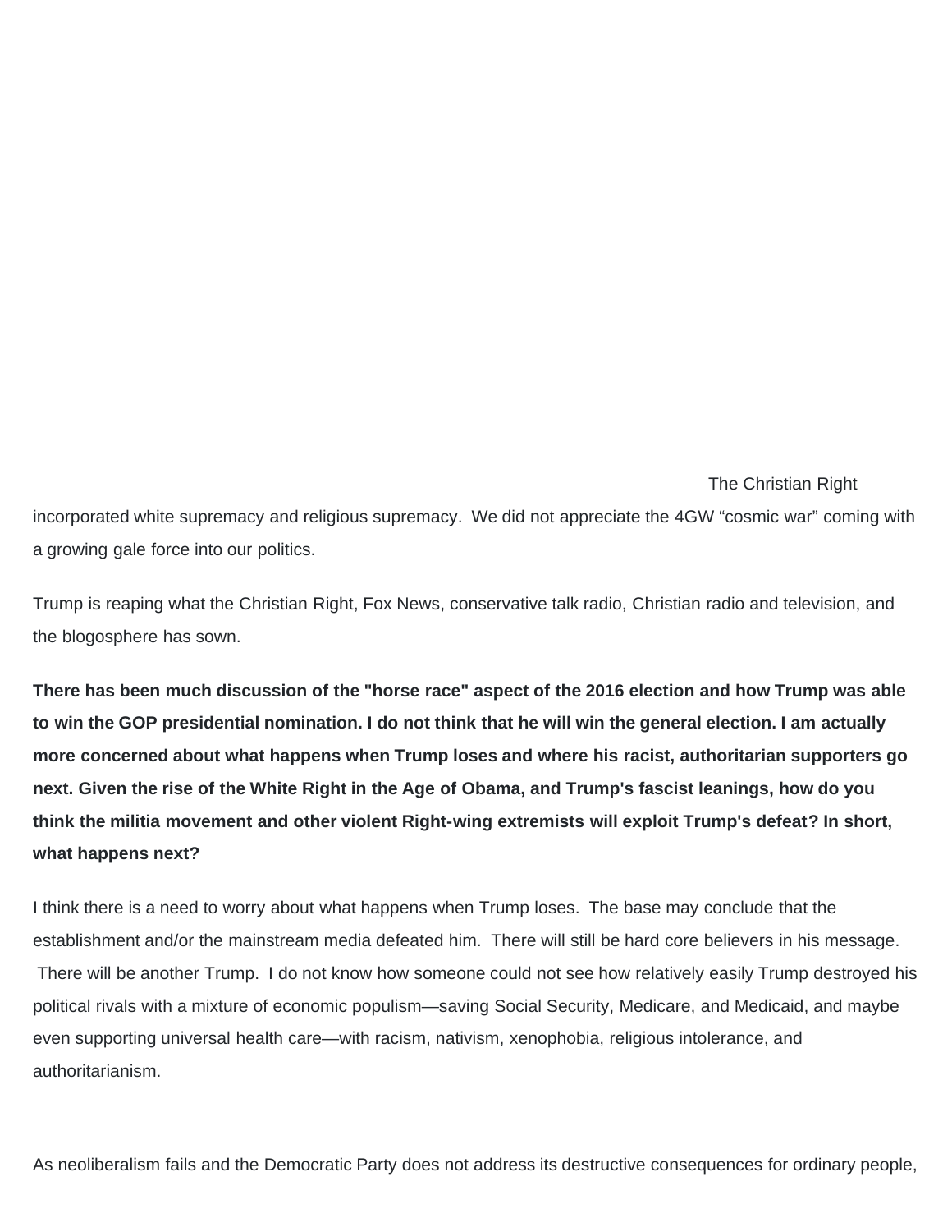The Christian Right incorporated white supremacy and religious supremacy.  We did not appreciate the 4GW "cosmic war" coming with a growing gale force into our politics.

Trump is reaping what the Christian Right, Fox News, conservative talk radio, Christian radio and television, and the blogosphere has sown.

**There has been much discussion of the "horse race" aspect of the 2016 election and how Trump was able to win the GOP presidential nomination. I do not think that he will win the general election. I am actually more concerned about what happens when Trump loses and where his racist, authoritarian supporters go next. Given the rise of the White Right in the Age of Obama, and Trump's fascist leanings, how do you think the militia movement and other violent Right-wing extremists will exploit Trump's defeat? In short, what happens next?**

I think there is a need to worry about what happens when Trump loses.  The base may conclude that the establishment and/or the mainstream media defeated him.  There will still be hard core believers in his message.  There will be another Trump.  I do not know how someone could not see how relatively easily Trump destroyed his political rivals with a mixture of economic populism—saving Social Security, Medicare, and Medicaid, and maybe even supporting universal health care—with racism, nativism, xenophobia, religious intolerance, and authoritarianism.

As neoliberalism fails and the Democratic Party does not address its destructive consequences for ordinary people,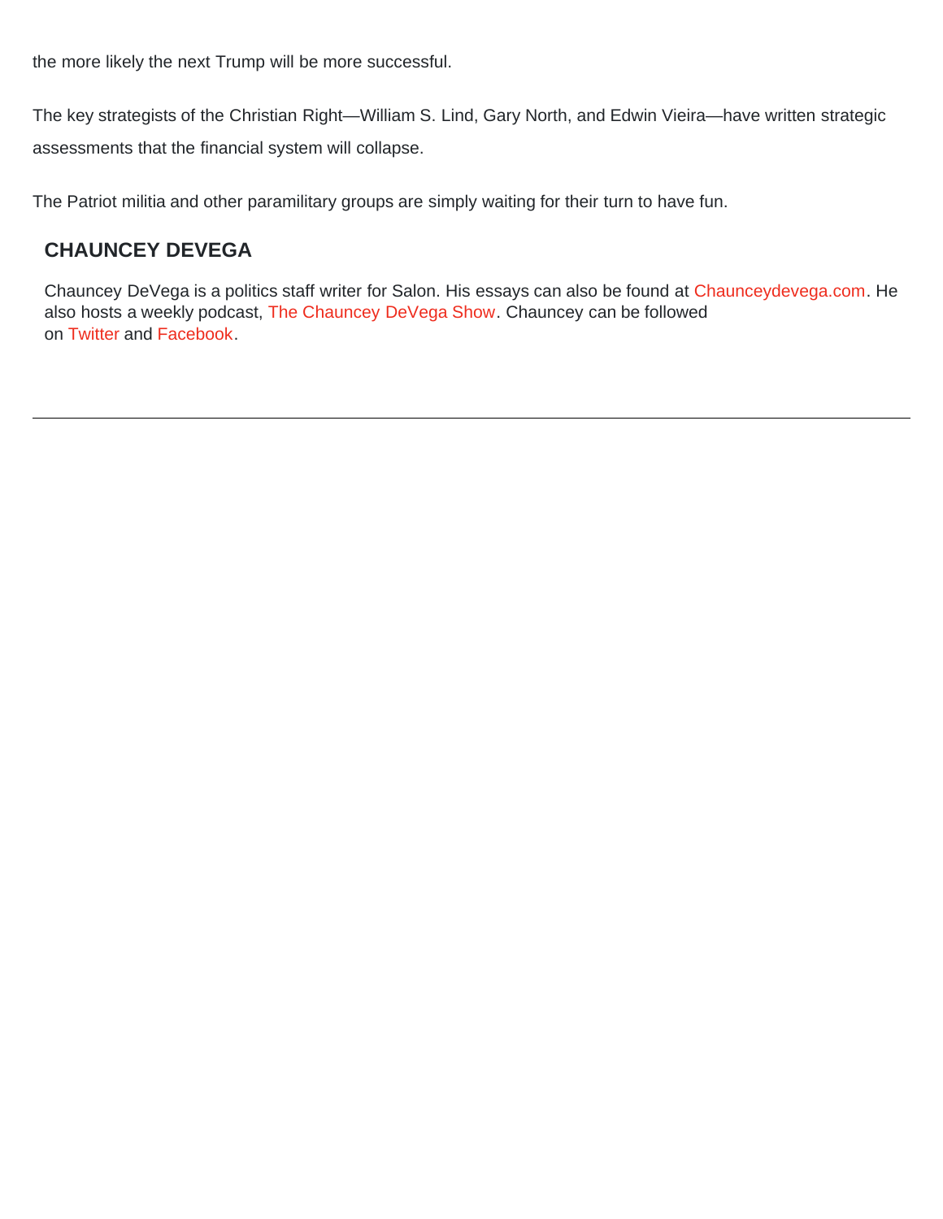the more likely the next Trump will be more successful.

The key strategists of the Christian Right—William S. Lind, Gary North, and Edwin Vieira—have written strategic assessments that the financial system will collapse.

The Patriot militia and other paramilitary groups are simply waiting for their turn to have fun.

## CHAUNCEY DEVEGA

Chauncey DeVega is a politics staff writer for Salon. His essays can also be found at Chaunceydevega.com. He also hosts a weekly podcast, The Chauncey DeVega Show. Chauncey can be followed on Twitter and Facebook.